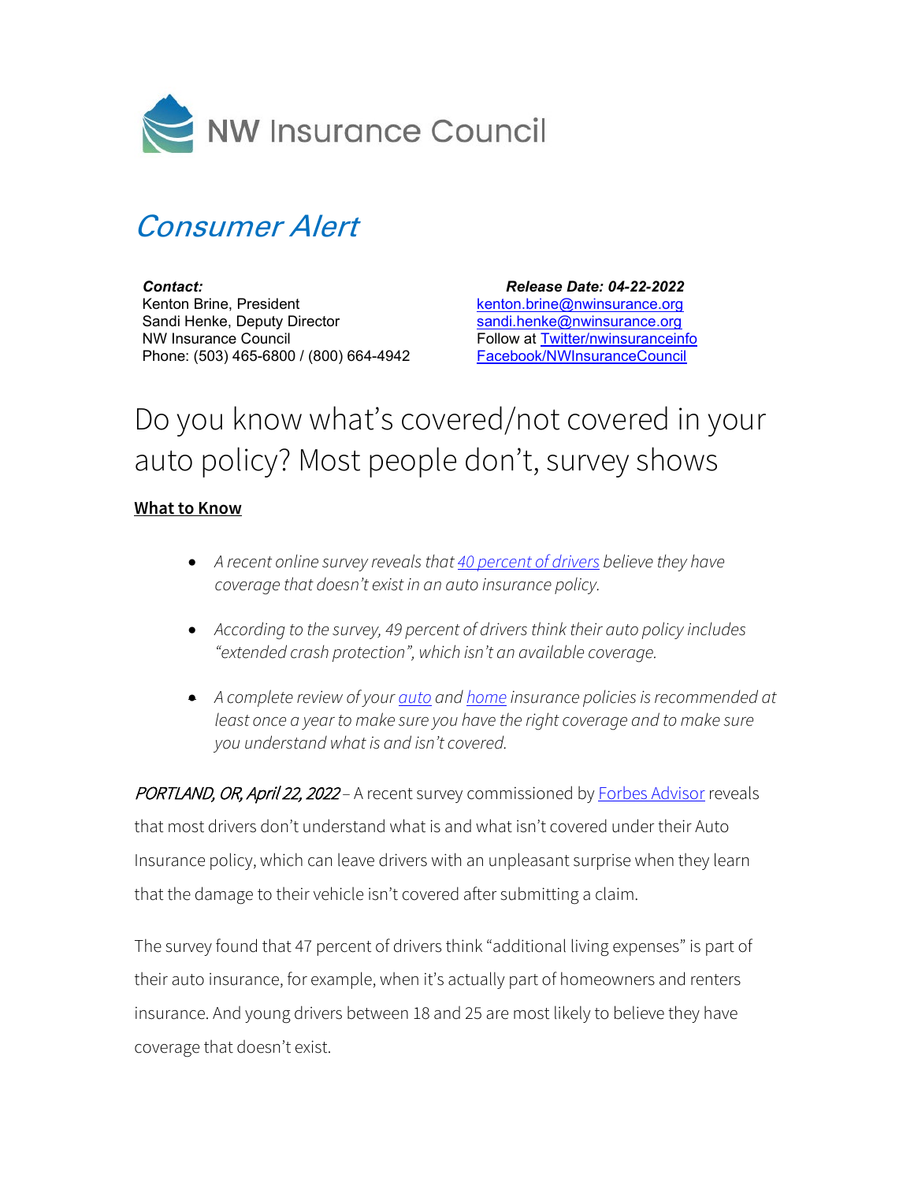NW Insurance Council

# *Consumer Alert*

***Contact:***
Kenton Brine, President
Sandi Henke, Deputy Director
NW Insurance Council
Phone: (503) 465-6800 / (800) 664-4942

***Release Date: 04-22-2022***
kenton.brine@nwinsurance.org
sandi.henke@nwinsurance.org
Follow at Twitter/nwinsuranceinfo
Facebook/NWInsuranceCouncil

# Do you know what's covered/not covered in your auto policy? Most people don't, survey shows

**What to Know**

- *A recent online survey reveals that 40 percent of drivers believe they have coverage that doesn't exist in an auto insurance policy.*
- *According to the survey, 49 percent of drivers think their auto policy includes "extended crash protection", which isn't an available coverage.*
- *A complete review of your auto and home insurance policies is recommended at least once a year to make sure you have the right coverage and to make sure you understand what is and isn't covered.*

*PORTLAND, OR, April 22, 2022* – A recent survey commissioned by Forbes Advisor reveals that most drivers don't understand what is and what isn't covered under their Auto Insurance policy, which can leave drivers with an unpleasant surprise when they learn that the damage to their vehicle isn't covered after submitting a claim.

The survey found that 47 percent of drivers think "additional living expenses" is part of their auto insurance, for example, when it's actually part of homeowners and renters insurance. And young drivers between 18 and 25 are most likely to believe they have coverage that doesn't exist.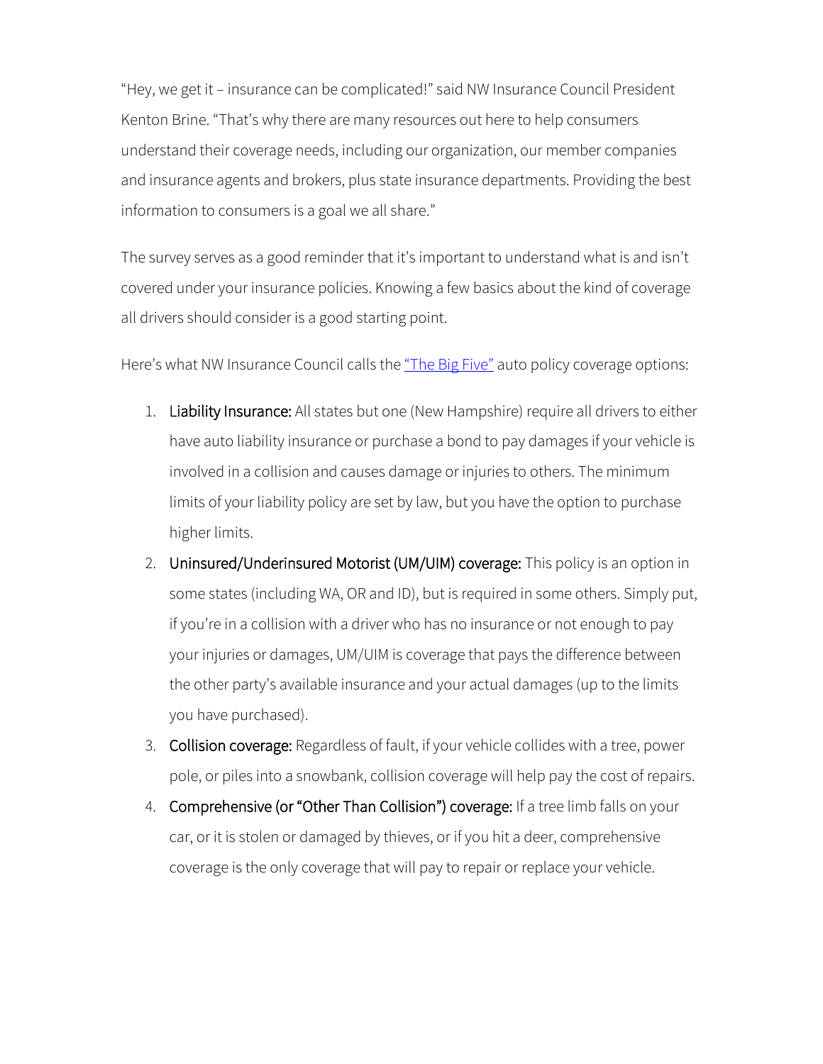"Hey, we get it – insurance can be complicated!" said NW Insurance Council President Kenton Brine. "That's why there are many resources out here to help consumers understand their coverage needs, including our organization, our member companies and insurance agents and brokers, plus state insurance departments. Providing the best information to consumers is a goal we all share."

The survey serves as a good reminder that it's important to understand what is and isn't covered under your insurance policies. Knowing a few basics about the kind of coverage all drivers should consider is a good starting point.

Here's what NW Insurance Council calls the "The Big Five" auto policy coverage options:

1. **Liability Insurance:** All states but one (New Hampshire) require all drivers to either have auto liability insurance or purchase a bond to pay damages if your vehicle is involved in a collision and causes damage or injuries to others. The minimum limits of your liability policy are set by law, but you have the option to purchase higher limits.
2. **Uninsured/Underinsured Motorist (UM/UIM) coverage:** This policy is an option in some states (including WA, OR and ID), but is required in some others. Simply put, if you're in a collision with a driver who has no insurance or not enough to pay your injuries or damages, UM/UIM is coverage that pays the difference between the other party's available insurance and your actual damages (up to the limits you have purchased).
3. **Collision coverage:** Regardless of fault, if your vehicle collides with a tree, power pole, or piles into a snowbank, collision coverage will help pay the cost of repairs.
4. **Comprehensive (or "Other Than Collision") coverage:** If a tree limb falls on your car, or it is stolen or damaged by thieves, or if you hit a deer, comprehensive coverage is the only coverage that will pay to repair or replace your vehicle.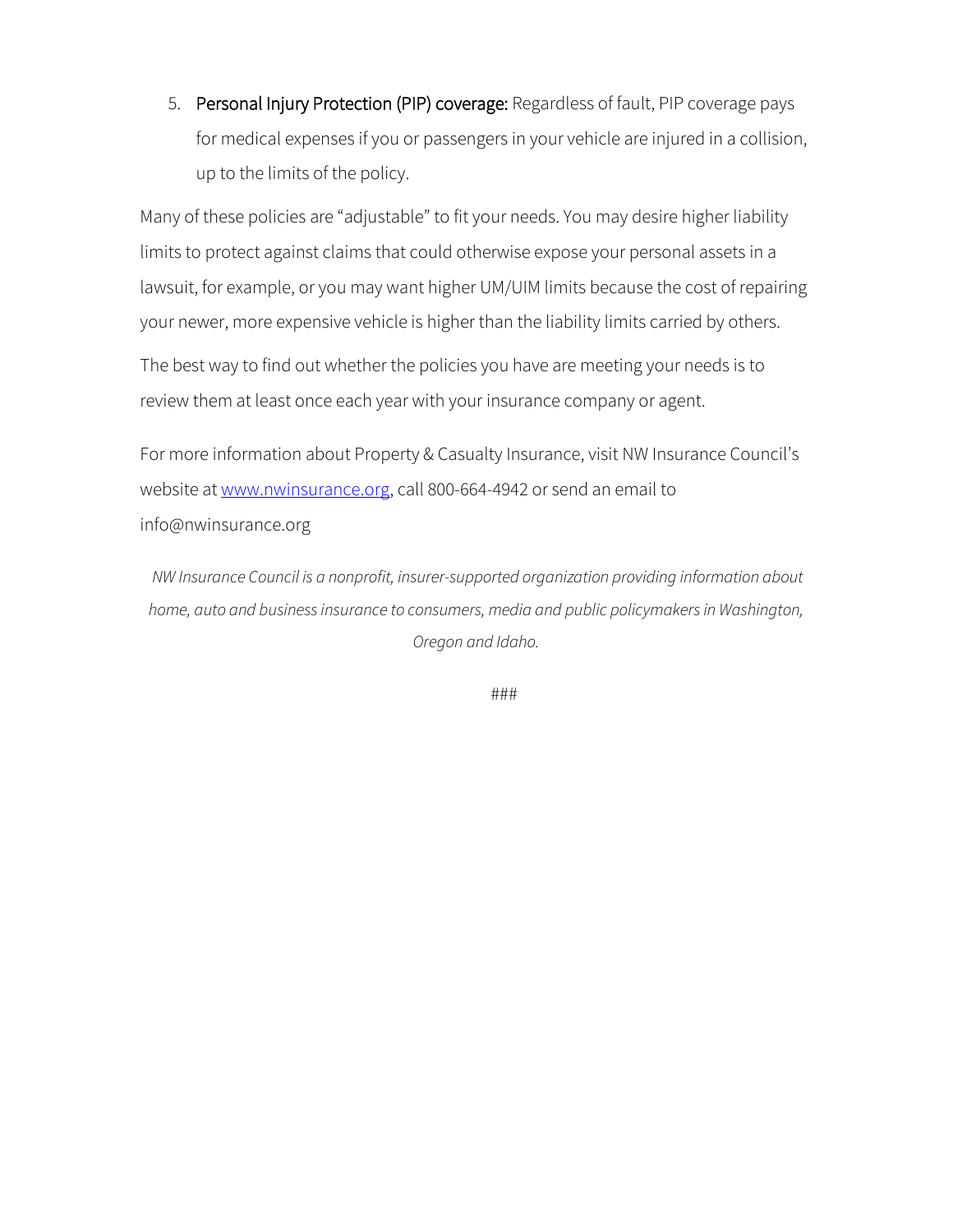5. **Personal Injury Protection (PIP) coverage:** Regardless of fault, PIP coverage pays for medical expenses if you or passengers in your vehicle are injured in a collision, up to the limits of the policy.

Many of these policies are "adjustable" to fit your needs. You may desire higher liability limits to protect against claims that could otherwise expose your personal assets in a lawsuit, for example, or you may want higher UM/UIM limits because the cost of repairing your newer, more expensive vehicle is higher than the liability limits carried by others.

The best way to find out whether the policies you have are meeting your needs is to review them at least once each year with your insurance company or agent.

For more information about Property & Casualty Insurance, visit NW Insurance Council's website at [www.nwinsurance.org](http://www.nwinsurance.org), call 800-664-4942 or send an email to info@nwinsurance.org

*NW Insurance Council is a nonprofit, insurer-supported organization providing information about home, auto and business insurance to consumers, media and public policymakers in Washington, Oregon and Idaho.*

###